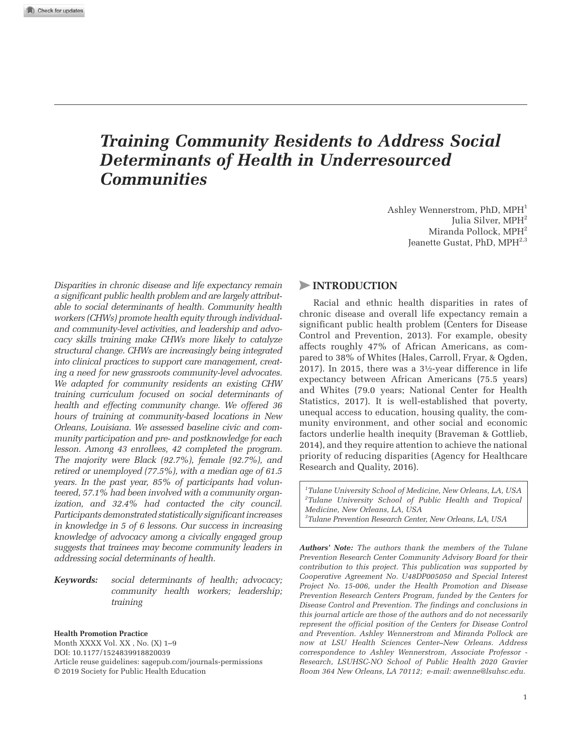# *Training Community Residents to Address Social Determinants of Health in Underresourced Communities*

Ashley Wennerstrom, PhD, MPH[1]
Julia Silver, MPH[2]
Miranda Pollock, MPH[2]
Jeanette Gustat, PhD, MPH[2,3]

*Disparities in chronic disease and life expectancy remain a significant public health problem and are largely attributable to social determinants of health. Community health workers (CHWs) promote health equity through individual- and community-level activities, and leadership and advocacy skills training make CHWs more likely to catalyze structural change. CHWs are increasingly being integrated into clinical practices to support care management, creating a need for new grassroots community-level advocates. We adapted for community residents an existing CHW training curriculum focused on social determinants of health and effecting community change. We offered 36 hours of training at community-based locations in New Orleans, Louisiana. We assessed baseline civic and community participation and pre- and postknowledge for each lesson. Among 43 enrollees, 42 completed the program. The majority were Black (92.7%), female (92.7%), and retired or unemployed (77.5%), with a median age of 61.5 years. In the past year, 85% of participants had volunteered, 57.1% had been involved with a community organization, and 32.4% had contacted the city council. Participants demonstrated statistically significant increases in knowledge in 5 of 6 lessons. Our success in increasing knowledge of advocacy among a civically engaged group suggests that trainees may become community leaders in addressing social determinants of health.*

***Keywords:*** *social determinants of health; advocacy; community health workers; leadership; training*

**Health Promotion Practice**
Month XXXX Vol. XX , No. (X) 1–9
DOI: 10.1177/1524839918820039
Article reuse guidelines: sagepub.com/journals-permissions
© 2019 Society for Public Health Education

## INTRODUCTION

Racial and ethnic health disparities in rates of chronic disease and overall life expectancy remain a significant public health problem (Centers for Disease Control and Prevention, 2013). For example, obesity affects roughly 47% of African Americans, as compared to 38% of Whites (Hales, Carroll, Fryar, & Ogden, 2017). In 2015, there was a 3½-year difference in life expectancy between African Americans (75.5 years) and Whites (79.0 years; National Center for Health Statistics, 2017). It is well-established that poverty, unequal access to education, housing quality, the community environment, and other social and economic factors underlie health inequity (Braveman & Gottlieb, 2014), and they require attention to achieve the national priority of reducing disparities (Agency for Healthcare Research and Quality, 2016).

*[1]Tulane University School of Medicine, New Orleans, LA, USA*
*[2]Tulane University School of Public Health and Tropical Medicine, New Orleans, LA, USA*
*[3]Tulane Prevention Research Center, New Orleans, LA, USA*

***Authors' Note:*** *The authors thank the members of the Tulane Prevention Research Center Community Advisory Board for their contribution to this project. This publication was supported by Cooperative Agreement No. U48DP005050 and Special Interest Project No. 15-006, under the Health Promotion and Disease Prevention Research Centers Program, funded by the Centers for Disease Control and Prevention. The findings and conclusions in this journal article are those of the authors and do not necessarily represent the official position of the Centers for Disease Control and Prevention. Ashley Wennerstrom and Miranda Pollock are now at LSU Health Sciences Center–New Orleans. Address correspondence to Ashley Wennerstrom, Associate Professor - Research, LSUHSC-NO School of Public Health 2020 Gravier Room 364 New Orleans, LA 70112; e-mail: awenne@lsuhsc.edu.*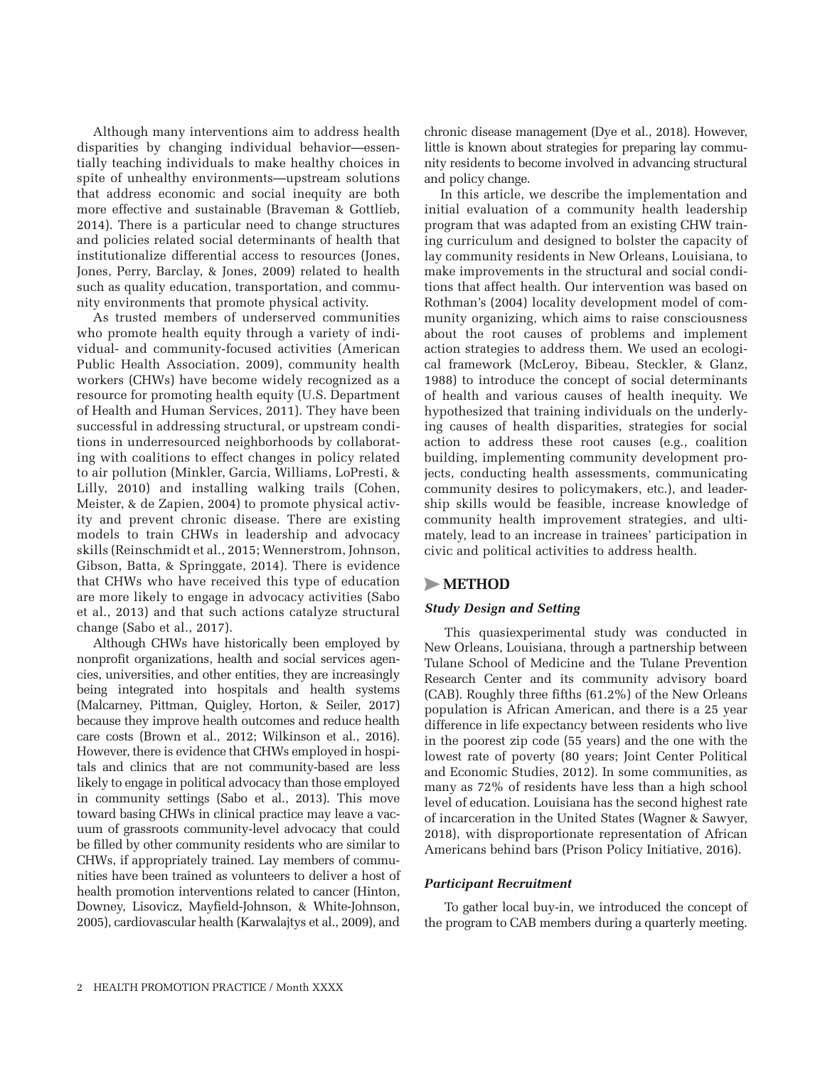Although many interventions aim to address health disparities by changing individual behavior—essentially teaching individuals to make healthy choices in spite of unhealthy environments—upstream solutions that address economic and social inequity are both more effective and sustainable (Braveman & Gottlieb, 2014). There is a particular need to change structures and policies related social determinants of health that institutionalize differential access to resources (Jones, Jones, Perry, Barclay, & Jones, 2009) related to health such as quality education, transportation, and community environments that promote physical activity.

As trusted members of underserved communities who promote health equity through a variety of individual- and community-focused activities (American Public Health Association, 2009), community health workers (CHWs) have become widely recognized as a resource for promoting health equity (U.S. Department of Health and Human Services, 2011). They have been successful in addressing structural, or upstream conditions in underresourced neighborhoods by collaborating with coalitions to effect changes in policy related to air pollution (Minkler, Garcia, Williams, LoPresti, & Lilly, 2010) and installing walking trails (Cohen, Meister, & de Zapien, 2004) to promote physical activity and prevent chronic disease. There are existing models to train CHWs in leadership and advocacy skills (Reinschmidt et al., 2015; Wennerstrom, Johnson, Gibson, Batta, & Springgate, 2014). There is evidence that CHWs who have received this type of education are more likely to engage in advocacy activities (Sabo et al., 2013) and that such actions catalyze structural change (Sabo et al., 2017).

Although CHWs have historically been employed by nonprofit organizations, health and social services agencies, universities, and other entities, they are increasingly being integrated into hospitals and health systems (Malcarney, Pittman, Quigley, Horton, & Seiler, 2017) because they improve health outcomes and reduce health care costs (Brown et al., 2012; Wilkinson et al., 2016). However, there is evidence that CHWs employed in hospitals and clinics that are not community-based are less likely to engage in political advocacy than those employed in community settings (Sabo et al., 2013). This move toward basing CHWs in clinical practice may leave a vacuum of grassroots community-level advocacy that could be filled by other community residents who are similar to CHWs, if appropriately trained. Lay members of communities have been trained as volunteers to deliver a host of health promotion interventions related to cancer (Hinton, Downey, Lisovicz, Mayfield-Johnson, & White-Johnson, 2005), cardiovascular health (Karwalajtys et al., 2009), and chronic disease management (Dye et al., 2018). However, little is known about strategies for preparing lay community residents to become involved in advancing structural and policy change.

In this article, we describe the implementation and initial evaluation of a community health leadership program that was adapted from an existing CHW training curriculum and designed to bolster the capacity of lay community residents in New Orleans, Louisiana, to make improvements in the structural and social conditions that affect health. Our intervention was based on Rothman's (2004) locality development model of community organizing, which aims to raise consciousness about the root causes of problems and implement action strategies to address them. We used an ecological framework (McLeroy, Bibeau, Steckler, & Glanz, 1988) to introduce the concept of social determinants of health and various causes of health inequity. We hypothesized that training individuals on the underlying causes of health disparities, strategies for social action to address these root causes (e.g., coalition building, implementing community development projects, conducting health assessments, communicating community desires to policymakers, etc.), and leadership skills would be feasible, increase knowledge of community health improvement strategies, and ultimately, lead to an increase in trainees' participation in civic and political activities to address health.

## METHOD

### *Study Design and Setting*

This quasiexperimental study was conducted in New Orleans, Louisiana, through a partnership between Tulane School of Medicine and the Tulane Prevention Research Center and its community advisory board (CAB). Roughly three fifths (61.2%) of the New Orleans population is African American, and there is a 25 year difference in life expectancy between residents who live in the poorest zip code (55 years) and the one with the lowest rate of poverty (80 years; Joint Center Political and Economic Studies, 2012). In some communities, as many as 72% of residents have less than a high school level of education. Louisiana has the second highest rate of incarceration in the United States (Wagner & Sawyer, 2018), with disproportionate representation of African Americans behind bars (Prison Policy Initiative, 2016).

### *Participant Recruitment*

To gather local buy-in, we introduced the concept of the program to CAB members during a quarterly meeting.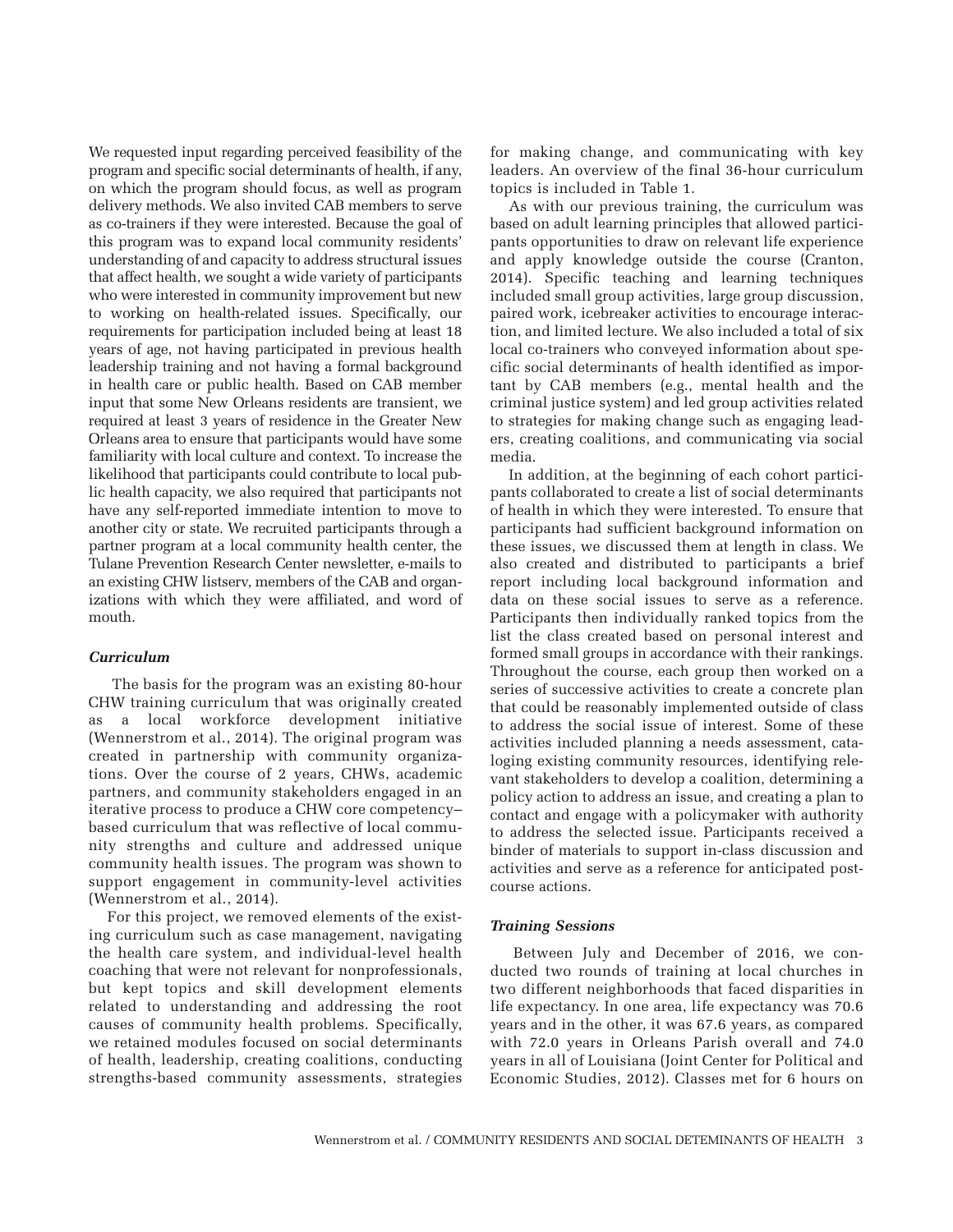We requested input regarding perceived feasibility of the program and specific social determinants of health, if any, on which the program should focus, as well as program delivery methods. We also invited CAB members to serve as co-trainers if they were interested. Because the goal of this program was to expand local community residents' understanding of and capacity to address structural issues that affect health, we sought a wide variety of participants who were interested in community improvement but new to working on health-related issues. Specifically, our requirements for participation included being at least 18 years of age, not having participated in previous health leadership training and not having a formal background in health care or public health. Based on CAB member input that some New Orleans residents are transient, we required at least 3 years of residence in the Greater New Orleans area to ensure that participants would have some familiarity with local culture and context. To increase the likelihood that participants could contribute to local public health capacity, we also required that participants not have any self-reported immediate intention to move to another city or state. We recruited participants through a partner program at a local community health center, the Tulane Prevention Research Center newsletter, e-mails to an existing CHW listserv, members of the CAB and organizations with which they were affiliated, and word of mouth.

### *Curriculum*

The basis for the program was an existing 80-hour CHW training curriculum that was originally created as a local workforce development initiative (Wennerstrom et al., 2014). The original program was created in partnership with community organizations. Over the course of 2 years, CHWs, academic partners, and community stakeholders engaged in an iterative process to produce a CHW core competency–based curriculum that was reflective of local community strengths and culture and addressed unique community health issues. The program was shown to support engagement in community-level activities (Wennerstrom et al., 2014).

For this project, we removed elements of the existing curriculum such as case management, navigating the health care system, and individual-level health coaching that were not relevant for nonprofessionals, but kept topics and skill development elements related to understanding and addressing the root causes of community health problems. Specifically, we retained modules focused on social determinants of health, leadership, creating coalitions, conducting strengths-based community assessments, strategies for making change, and communicating with key leaders. An overview of the final 36-hour curriculum topics is included in Table 1.

As with our previous training, the curriculum was based on adult learning principles that allowed participants opportunities to draw on relevant life experience and apply knowledge outside the course (Cranton, 2014). Specific teaching and learning techniques included small group activities, large group discussion, paired work, icebreaker activities to encourage interaction, and limited lecture. We also included a total of six local co-trainers who conveyed information about specific social determinants of health identified as important by CAB members (e.g., mental health and the criminal justice system) and led group activities related to strategies for making change such as engaging leaders, creating coalitions, and communicating via social media.

In addition, at the beginning of each cohort participants collaborated to create a list of social determinants of health in which they were interested. To ensure that participants had sufficient background information on these issues, we discussed them at length in class. We also created and distributed to participants a brief report including local background information and data on these social issues to serve as a reference. Participants then individually ranked topics from the list the class created based on personal interest and formed small groups in accordance with their rankings. Throughout the course, each group then worked on a series of successive activities to create a concrete plan that could be reasonably implemented outside of class to address the social issue of interest. Some of these activities included planning a needs assessment, cataloging existing community resources, identifying relevant stakeholders to develop a coalition, determining a policy action to address an issue, and creating a plan to contact and engage with a policymaker with authority to address the selected issue. Participants received a binder of materials to support in-class discussion and activities and serve as a reference for anticipated post-course actions.

### *Training Sessions*

Between July and December of 2016, we conducted two rounds of training at local churches in two different neighborhoods that faced disparities in life expectancy. In one area, life expectancy was 70.6 years and in the other, it was 67.6 years, as compared with 72.0 years in Orleans Parish overall and 74.0 years in all of Louisiana (Joint Center for Political and Economic Studies, 2012). Classes met for 6 hours on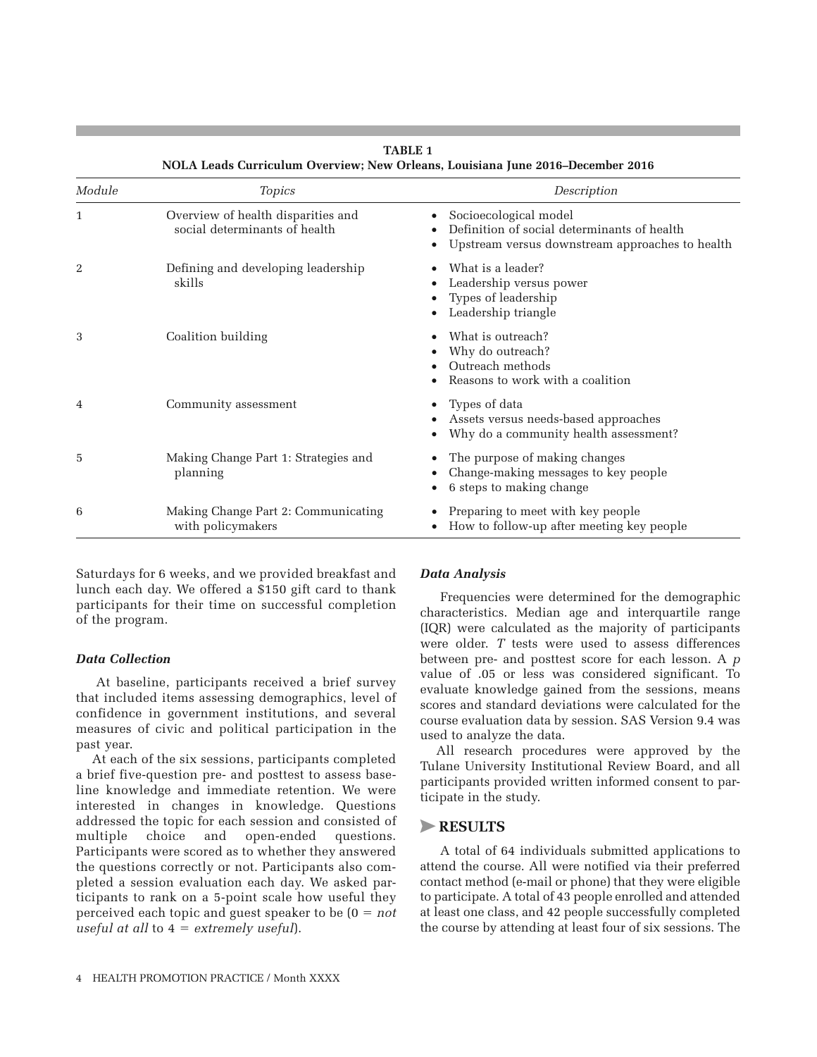**TABLE 1**
**NOLA Leads Curriculum Overview; New Orleans, Louisiana June 2016–December 2016**

| *Module* | *Topics* | *Description* |
| --- | --- | --- |
| 1 | Overview of health disparities and social determinants of health | • Socioecological model<br>• Definition of social determinants of health<br>• Upstream versus downstream approaches to health |
| 2 | Defining and developing leadership skills | • What is a leader?<br>• Leadership versus power<br>• Types of leadership<br>• Leadership triangle |
| 3 | Coalition building | • What is outreach?<br>• Why do outreach?<br>• Outreach methods<br>• Reasons to work with a coalition |
| 4 | Community assessment | • Types of data<br>• Assets versus needs-based approaches<br>• Why do a community health assessment? |
| 5 | Making Change Part 1: Strategies and planning | • The purpose of making changes<br>• Change-making messages to key people<br>• 6 steps to making change |
| 6 | Making Change Part 2: Communicating with policymakers | • Preparing to meet with key people<br>• How to follow-up after meeting key people |

Saturdays for 6 weeks, and we provided breakfast and lunch each day. We offered a $150 gift card to thank participants for their time on successful completion of the program.

### *Data Collection*

At baseline, participants received a brief survey that included items assessing demographics, level of confidence in government institutions, and several measures of civic and political participation in the past year.

At each of the six sessions, participants completed a brief five-question pre- and posttest to assess baseline knowledge and immediate retention. We were interested in changes in knowledge. Questions addressed the topic for each session and consisted of multiple choice and open-ended questions. Participants were scored as to whether they answered the questions correctly or not. Participants also completed a session evaluation each day. We asked participants to rank on a 5-point scale how useful they perceived each topic and guest speaker to be (0 = *not useful at all* to 4 = *extremely useful*).

### *Data Analysis*

Frequencies were determined for the demographic characteristics. Median age and interquartile range (IQR) were calculated as the majority of participants were older. *T* tests were used to assess differences between pre- and posttest score for each lesson. A *p* value of .05 or less was considered significant. To evaluate knowledge gained from the sessions, means scores and standard deviations were calculated for the course evaluation data by session. SAS Version 9.4 was used to analyze the data.

All research procedures were approved by the Tulane University Institutional Review Board, and all participants provided written informed consent to participate in the study.

## RESULTS

A total of 64 individuals submitted applications to attend the course. All were notified via their preferred contact method (e-mail or phone) that they were eligible to participate. A total of 43 people enrolled and attended at least one class, and 42 people successfully completed the course by attending at least four of six sessions. The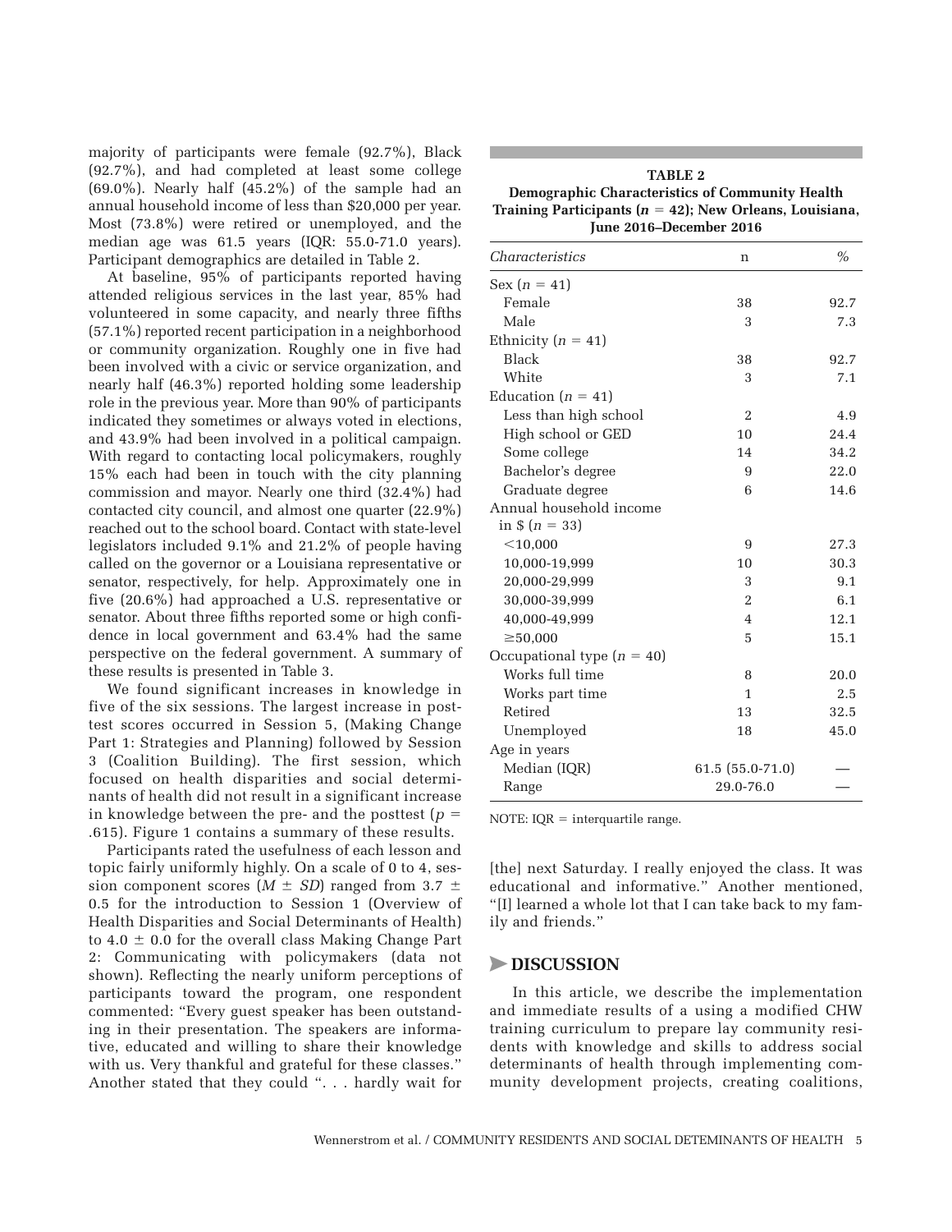majority of participants were female (92.7%), Black (92.7%), and had completed at least some college (69.0%). Nearly half (45.2%) of the sample had an annual household income of less than $20,000 per year. Most (73.8%) were retired or unemployed, and the median age was 61.5 years (IQR: 55.0-71.0 years). Participant demographics are detailed in Table 2.

At baseline, 95% of participants reported having attended religious services in the last year, 85% had volunteered in some capacity, and nearly three fifths (57.1%) reported recent participation in a neighborhood or community organization. Roughly one in five had been involved with a civic or service organization, and nearly half (46.3%) reported holding some leadership role in the previous year. More than 90% of participants indicated they sometimes or always voted in elections, and 43.9% had been involved in a political campaign. With regard to contacting local policymakers, roughly 15% each had been in touch with the city planning commission and mayor. Nearly one third (32.4%) had contacted city council, and almost one quarter (22.9%) reached out to the school board. Contact with state-level legislators included 9.1% and 21.2% of people having called on the governor or a Louisiana representative or senator, respectively, for help. Approximately one in five (20.6%) had approached a U.S. representative or senator. About three fifths reported some or high confidence in local government and 63.4% had the same perspective on the federal government. A summary of these results is presented in Table 3.

We found significant increases in knowledge in five of the six sessions. The largest increase in posttest scores occurred in Session 5, (Making Change Part 1: Strategies and Planning) followed by Session 3 (Coalition Building). The first session, which focused on health disparities and social determinants of health did not result in a significant increase in knowledge between the pre- and the posttest ($p = .615$). Figure 1 contains a summary of these results.

Participants rated the usefulness of each lesson and topic fairly uniformly highly. On a scale of 0 to 4, session component scores ($M \pm SD$) ranged from 3.7 ± 0.5 for the introduction to Session 1 (Overview of Health Disparities and Social Determinants of Health) to 4.0 ± 0.0 for the overall class Making Change Part 2: Communicating with policymakers (data not shown). Reflecting the nearly uniform perceptions of participants toward the program, one respondent commented: "Every guest speaker has been outstanding in their presentation. The speakers are informative, educated and willing to share their knowledge with us. Very thankful and grateful for these classes." Another stated that they could ". . . hardly wait for [the] next Saturday. I really enjoyed the class. It was educational and informative." Another mentioned, "[I] learned a whole lot that I can take back to my family and friends."

**TABLE 2**
**Demographic Characteristics of Community Health Training Participants ($n = 42$); New Orleans, Louisiana, June 2016–December 2016**

| *Characteristics* | n | % |
|---|---|---|
| Sex ($n = 41$) | | |
| Female | 38 | 92.7 |
| Male | 3 | 7.3 |
| Ethnicity ($n = 41$) | | |
| Black | 38 | 92.7 |
| White | 3 | 7.1 |
| Education ($n = 41$) | | |
| Less than high school | 2 | 4.9 |
| High school or GED | 10 | 24.4 |
| Some college | 14 | 34.2 |
| Bachelor's degree | 9 | 22.0 |
| Graduate degree | 6 | 14.6 |
| Annual household income in $ ($n = 33$) | | |
| <10,000 | 9 | 27.3 |
| 10,000-19,999 | 10 | 30.3 |
| 20,000-29,999 | 3 | 9.1 |
| 30,000-39,999 | 2 | 6.1 |
| 40,000-49,999 | 4 | 12.1 |
| ≥50,000 | 5 | 15.1 |
| Occupational type ($n = 40$) | | |
| Works full time | 8 | 20.0 |
| Works part time | 1 | 2.5 |
| Retired | 13 | 32.5 |
| Unemployed | 18 | 45.0 |
| Age in years | | |
| Median (IQR) | 61.5 (55.0-71.0) | — |
| Range | 29.0-76.0 | — |

NOTE: IQR = interquartile range.

## DISCUSSION

In this article, we describe the implementation and immediate results of a using a modified CHW training curriculum to prepare lay community residents with knowledge and skills to address social determinants of health through implementing community development projects, creating coalitions,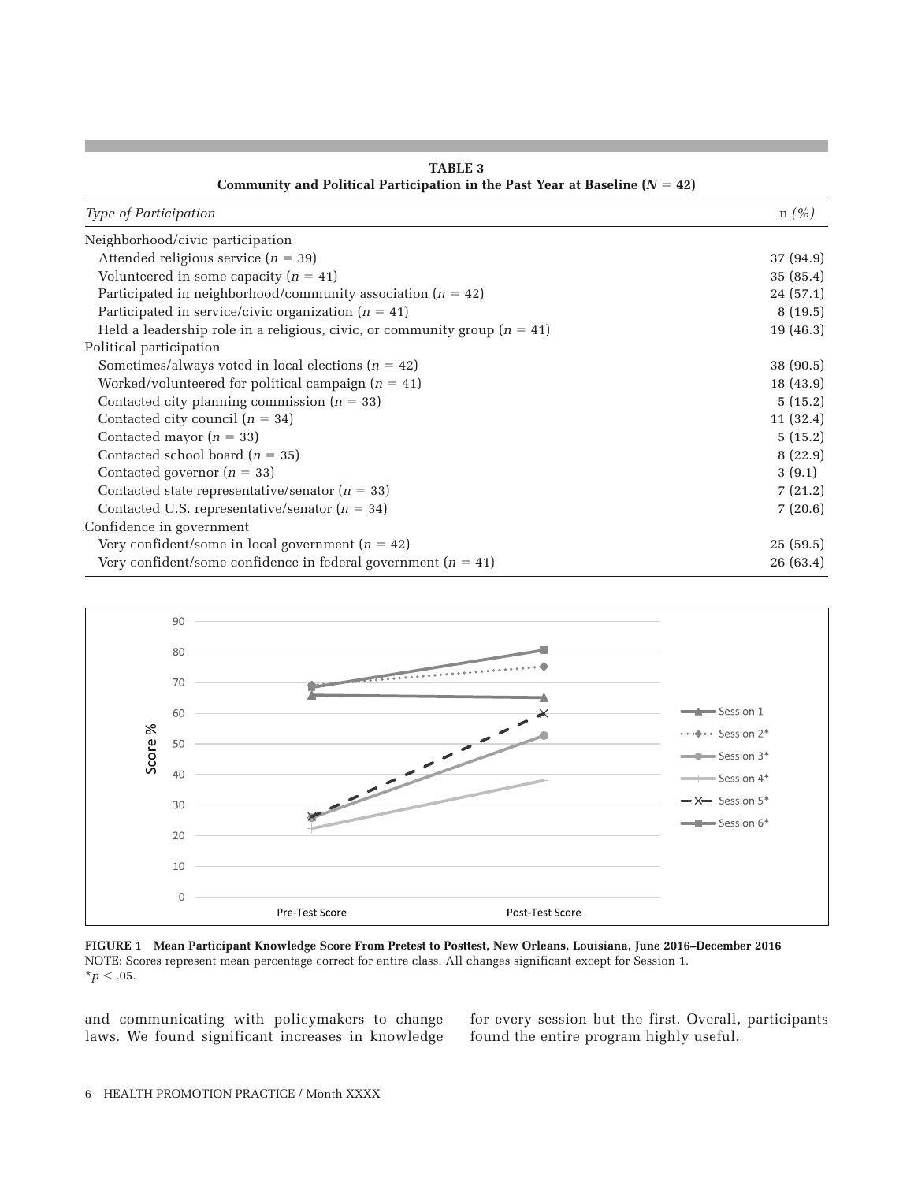**TABLE 3**
**Community and Political Participation in the Past Year at Baseline ($N$ = 42)**

| *Type of Participation* | n *(%)* |
|---|---|
| Neighborhood/civic participation | |
| Attended religious service ($n$ = 39) | 37 (94.9) |
| Volunteered in some capacity ($n$ = 41) | 35 (85.4) |
| Participated in neighborhood/community association ($n$ = 42) | 24 (57.1) |
| Participated in service/civic organization ($n$ = 41) | 8 (19.5) |
| Held a leadership role in a religious, civic, or community group ($n$ = 41) | 19 (46.3) |
| Political participation | |
| Sometimes/always voted in local elections ($n$ = 42) | 38 (90.5) |
| Worked/volunteered for political campaign ($n$ = 41) | 18 (43.9) |
| Contacted city planning commission ($n$ = 33) | 5 (15.2) |
| Contacted city council ($n$ = 34) | 11 (32.4) |
| Contacted mayor ($n$ = 33) | 5 (15.2) |
| Contacted school board ($n$ = 35) | 8 (22.9) |
| Contacted governor ($n$ = 33) | 3 (9.1) |
| Contacted state representative/senator ($n$ = 33) | 7 (21.2) |
| Contacted U.S. representative/senator ($n$ = 34) | 7 (20.6) |
| Confidence in government | |
| Very confident/some in local government ($n$ = 42) | 25 (59.5) |
| Very confident/some confidence in federal government ($n$ = 41) | 26 (63.4) |

**FIGURE 1 Mean Participant Knowledge Score From Pretest to Posttest, New Orleans, Louisiana, June 2016–December 2016**
NOTE: Scores represent mean percentage correct for entire class. All changes significant except for Session 1.
*$p < .05$.

and communicating with policymakers to change laws. We found significant increases in knowledge for every session but the first. Overall, participants found the entire program highly useful.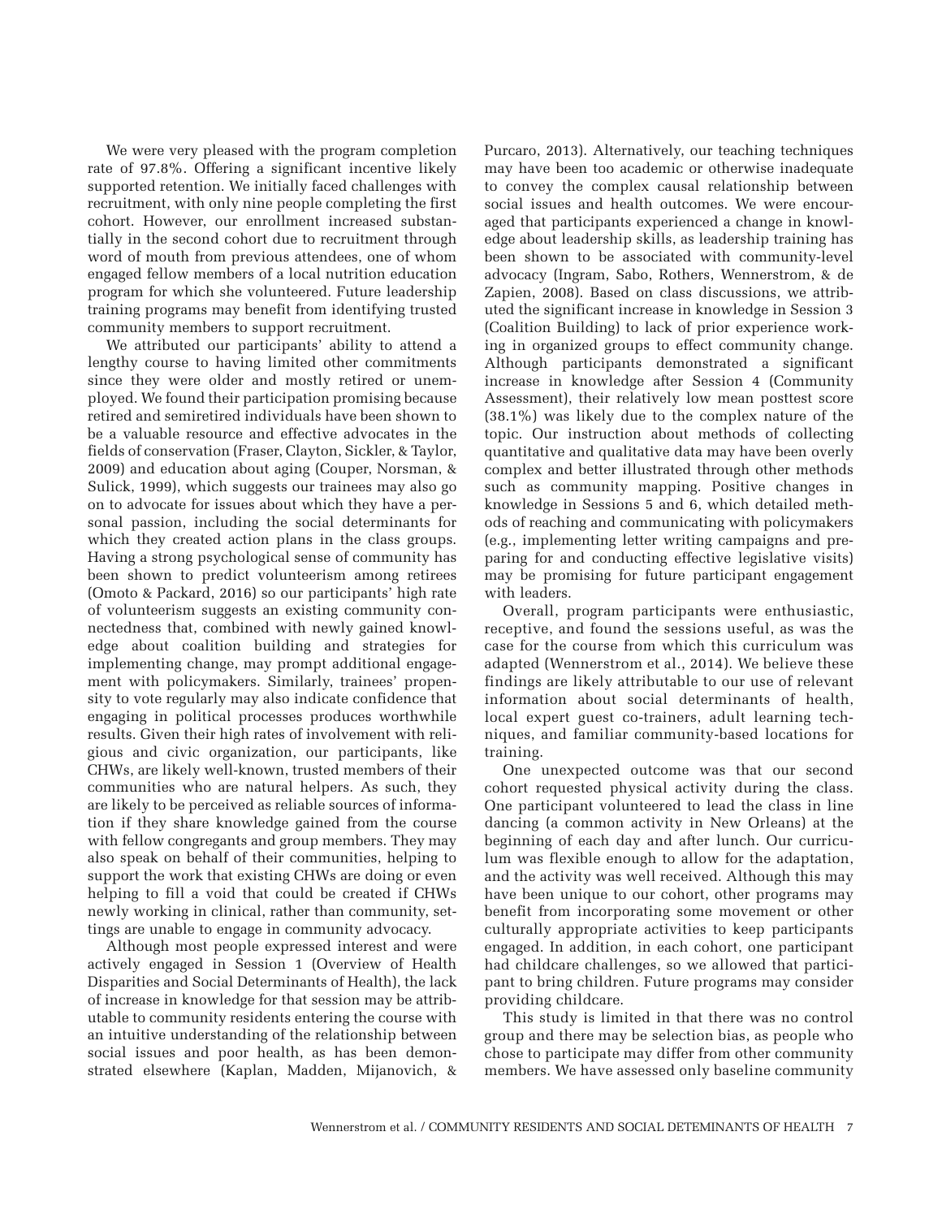We were very pleased with the program completion rate of 97.8%. Offering a significant incentive likely supported retention. We initially faced challenges with recruitment, with only nine people completing the first cohort. However, our enrollment increased substantially in the second cohort due to recruitment through word of mouth from previous attendees, one of whom engaged fellow members of a local nutrition education program for which she volunteered. Future leadership training programs may benefit from identifying trusted community members to support recruitment.

We attributed our participants' ability to attend a lengthy course to having limited other commitments since they were older and mostly retired or unemployed. We found their participation promising because retired and semiretired individuals have been shown to be a valuable resource and effective advocates in the fields of conservation (Fraser, Clayton, Sickler, & Taylor, 2009) and education about aging (Couper, Norsman, & Sulick, 1999), which suggests our trainees may also go on to advocate for issues about which they have a personal passion, including the social determinants for which they created action plans in the class groups. Having a strong psychological sense of community has been shown to predict volunteerism among retirees (Omoto & Packard, 2016) so our participants' high rate of volunteerism suggests an existing community connectedness that, combined with newly gained knowledge about coalition building and strategies for implementing change, may prompt additional engagement with policymakers. Similarly, trainees' propensity to vote regularly may also indicate confidence that engaging in political processes produces worthwhile results. Given their high rates of involvement with religious and civic organization, our participants, like CHWs, are likely well-known, trusted members of their communities who are natural helpers. As such, they are likely to be perceived as reliable sources of information if they share knowledge gained from the course with fellow congregants and group members. They may also speak on behalf of their communities, helping to support the work that existing CHWs are doing or even helping to fill a void that could be created if CHWs newly working in clinical, rather than community, settings are unable to engage in community advocacy.

Although most people expressed interest and were actively engaged in Session 1 (Overview of Health Disparities and Social Determinants of Health), the lack of increase in knowledge for that session may be attributable to community residents entering the course with an intuitive understanding of the relationship between social issues and poor health, as has been demonstrated elsewhere (Kaplan, Madden, Mijanovich, & Purcaro, 2013). Alternatively, our teaching techniques may have been too academic or otherwise inadequate to convey the complex causal relationship between social issues and health outcomes. We were encouraged that participants experienced a change in knowledge about leadership skills, as leadership training has been shown to be associated with community-level advocacy (Ingram, Sabo, Rothers, Wennerstrom, & de Zapien, 2008). Based on class discussions, we attributed the significant increase in knowledge in Session 3 (Coalition Building) to lack of prior experience working in organized groups to effect community change. Although participants demonstrated a significant increase in knowledge after Session 4 (Community Assessment), their relatively low mean posttest score (38.1%) was likely due to the complex nature of the topic. Our instruction about methods of collecting quantitative and qualitative data may have been overly complex and better illustrated through other methods such as community mapping. Positive changes in knowledge in Sessions 5 and 6, which detailed methods of reaching and communicating with policymakers (e.g., implementing letter writing campaigns and preparing for and conducting effective legislative visits) may be promising for future participant engagement with leaders.

Overall, program participants were enthusiastic, receptive, and found the sessions useful, as was the case for the course from which this curriculum was adapted (Wennerstrom et al., 2014). We believe these findings are likely attributable to our use of relevant information about social determinants of health, local expert guest co-trainers, adult learning techniques, and familiar community-based locations for training.

One unexpected outcome was that our second cohort requested physical activity during the class. One participant volunteered to lead the class in line dancing (a common activity in New Orleans) at the beginning of each day and after lunch. Our curriculum was flexible enough to allow for the adaptation, and the activity was well received. Although this may have been unique to our cohort, other programs may benefit from incorporating some movement or other culturally appropriate activities to keep participants engaged. In addition, in each cohort, one participant had childcare challenges, so we allowed that participant to bring children. Future programs may consider providing childcare.

This study is limited in that there was no control group and there may be selection bias, as people who chose to participate may differ from other community members. We have assessed only baseline community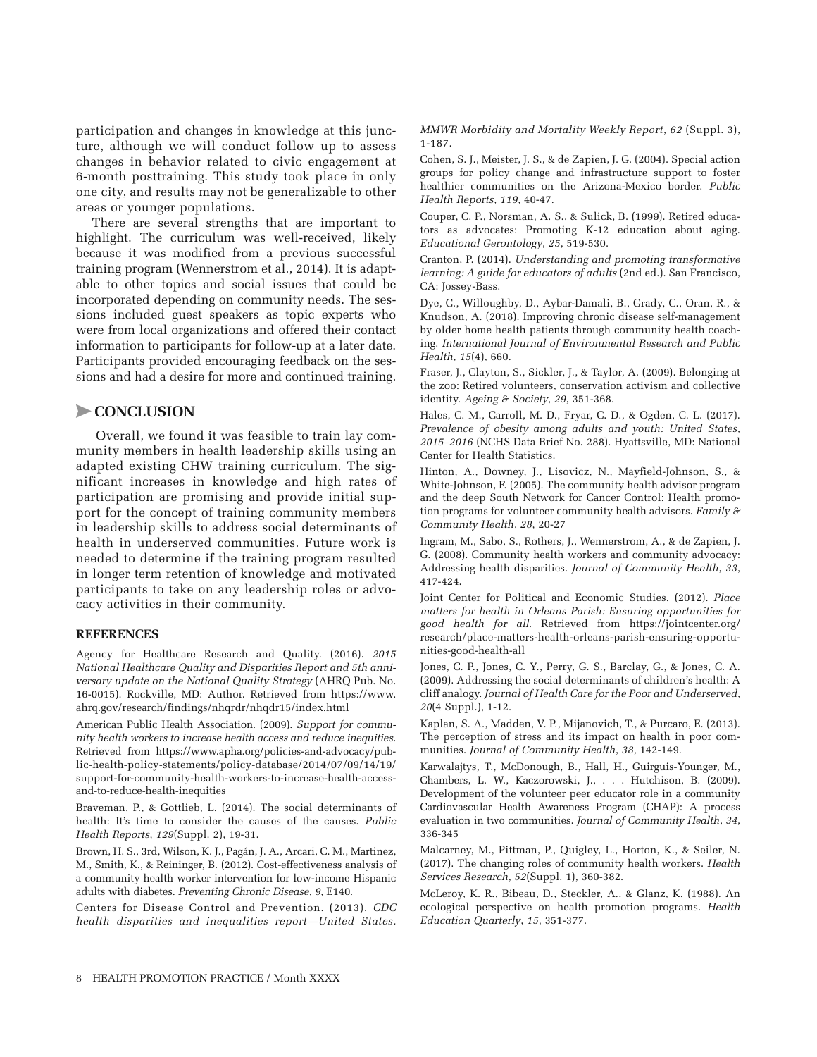participation and changes in knowledge at this juncture, although we will conduct follow up to assess changes in behavior related to civic engagement at 6-month posttraining. This study took place in only one city, and results may not be generalizable to other areas or younger populations.

There are several strengths that are important to highlight. The curriculum was well-received, likely because it was modified from a previous successful training program (Wennerstrom et al., 2014). It is adaptable to other topics and social issues that could be incorporated depending on community needs. The sessions included guest speakers as topic experts who were from local organizations and offered their contact information to participants for follow-up at a later date. Participants provided encouraging feedback on the sessions and had a desire for more and continued training.

## CONCLUSION

Overall, we found it was feasible to train lay community members in health leadership skills using an adapted existing CHW training curriculum. The significant increases in knowledge and high rates of participation are promising and provide initial support for the concept of training community members in leadership skills to address social determinants of health in underserved communities. Future work is needed to determine if the training program resulted in longer term retention of knowledge and motivated participants to take on any leadership roles or advocacy activities in their community.

### REFERENCES

Agency for Healthcare Research and Quality. (2016). *2015 National Healthcare Quality and Disparities Report and 5th anniversary update on the National Quality Strategy* (AHRQ Pub. No. 16-0015). Rockville, MD: Author. Retrieved from https://www.ahrq.gov/research/findings/nhqrdr/nhqdr15/index.html

American Public Health Association. (2009). *Support for community health workers to increase health access and reduce inequities*. Retrieved from https://www.apha.org/policies-and-advocacy/public-health-policy-statements/policy-database/2014/07/09/14/19/support-for-community-health-workers-to-increase-health-access-and-to-reduce-health-inequities

Braveman, P., & Gottlieb, L. (2014). The social determinants of health: It's time to consider the causes of the causes. *Public Health Reports, 129*(Suppl. 2), 19-31.

Brown, H. S., 3rd, Wilson, K. J., Pagán, J. A., Arcari, C. M., Martinez, M., Smith, K., & Reininger, B. (2012). Cost-effectiveness analysis of a community health worker intervention for low-income Hispanic adults with diabetes. *Preventing Chronic Disease*, *9*, E140.

Centers for Disease Control and Prevention. (2013). *CDC health disparities and inequalities report—United States. MMWR Morbidity and Mortality Weekly Report*, *62* (Suppl. 3), 1-187.

Cohen, S. J., Meister, J. S., & de Zapien, J. G. (2004). Special action groups for policy change and infrastructure support to foster healthier communities on the Arizona-Mexico border. *Public Health Reports*, *119*, 40-47.

Couper, C. P., Norsman, A. S., & Sulick, B. (1999). Retired educators as advocates: Promoting K-12 education about aging. *Educational Gerontology*, *25*, 519-530.

Cranton, P. (2014). *Understanding and promoting transformative learning: A guide for educators of adults* (2nd ed.). San Francisco, CA: Jossey-Bass.

Dye, C., Willoughby, D., Aybar-Damali, B., Grady, C., Oran, R., & Knudson, A. (2018). Improving chronic disease self-management by older home health patients through community health coaching. *International Journal of Environmental Research and Public Health*, *15*(4), 660.

Fraser, J., Clayton, S., Sickler, J., & Taylor, A. (2009). Belonging at the zoo: Retired volunteers, conservation activism and collective identity. *Ageing & Society*, *29*, 351-368.

Hales, C. M., Carroll, M. D., Fryar, C. D., & Ogden, C. L. (2017). *Prevalence of obesity among adults and youth: United States, 2015–2016* (NCHS Data Brief No. 288). Hyattsville, MD: National Center for Health Statistics.

Hinton, A., Downey, J., Lisovicz, N., Mayfield-Johnson, S., & White-Johnson, F. (2005). The community health advisor program and the deep South Network for Cancer Control: Health promotion programs for volunteer community health advisors. *Family & Community Health*, *28*, 20-27

Ingram, M., Sabo, S., Rothers, J., Wennerstrom, A., & de Zapien, J. G. (2008). Community health workers and community advocacy: Addressing health disparities. *Journal of Community Health*, *33*, 417-424.

Joint Center for Political and Economic Studies. (2012). *Place matters for health in Orleans Parish: Ensuring opportunities for good health for all*. Retrieved from https://jointcenter.org/research/place-matters-health-orleans-parish-ensuring-opportunities-good-health-all

Jones, C. P., Jones, C. Y., Perry, G. S., Barclay, G., & Jones, C. A. (2009). Addressing the social determinants of children's health: A cliff analogy. *Journal of Health Care for the Poor and Underserved*, *20*(4 Suppl.), 1-12.

Kaplan, S. A., Madden, V. P., Mijanovich, T., & Purcaro, E. (2013). The perception of stress and its impact on health in poor communities. *Journal of Community Health*, *38*, 142-149.

Karwalajtys, T., McDonough, B., Hall, H., Guirguis-Younger, M., Chambers, L. W., Kaczorowski, J., . . . Hutchison, B. (2009). Development of the volunteer peer educator role in a community Cardiovascular Health Awareness Program (CHAP): A process evaluation in two communities. *Journal of Community Health*, *34*, 336-345

Malcarney, M., Pittman, P., Quigley, L., Horton, K., & Seiler, N. (2017). The changing roles of community health workers. *Health Services Research*, *52*(Suppl. 1), 360-382.

McLeroy, K. R., Bibeau, D., Steckler, A., & Glanz, K. (1988). An ecological perspective on health promotion programs. *Health Education Quarterly*, *15*, 351-377.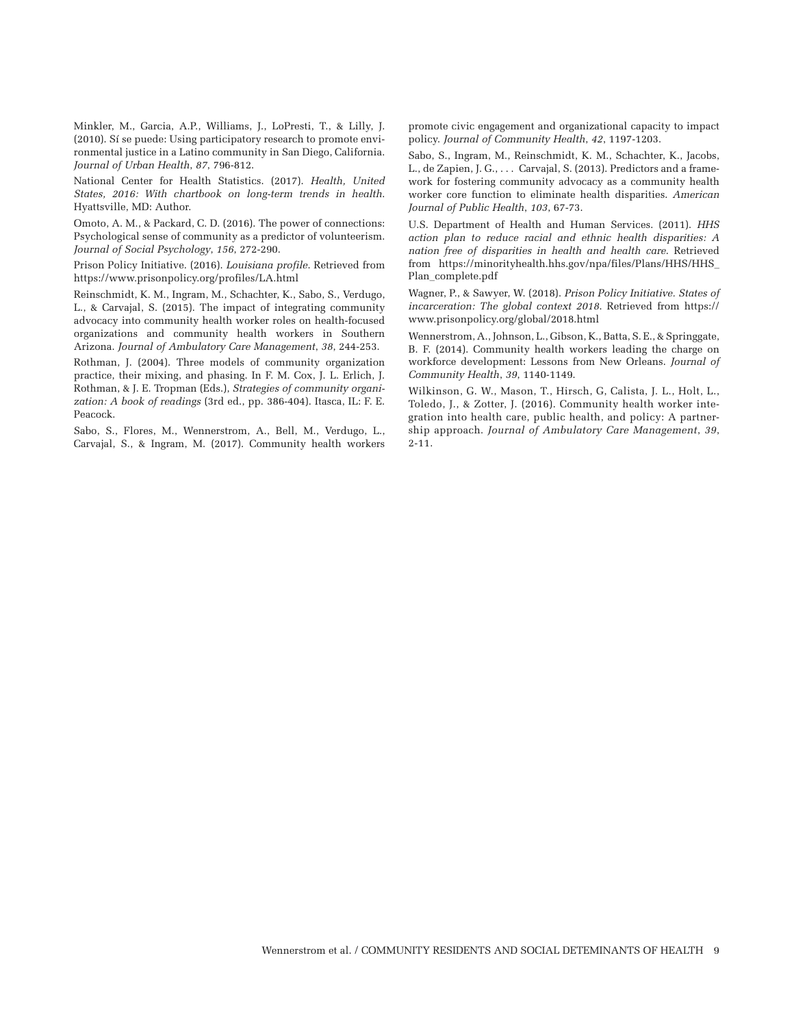Minkler, M., Garcia, A.P., Williams, J., LoPresti, T., & Lilly, J. (2010). Sí se puede: Using participatory research to promote environmental justice in a Latino community in San Diego, California. *Journal of Urban Health*, *87*, 796-812.

National Center for Health Statistics. (2017). *Health, United States, 2016: With chartbook on long-term trends in health*. Hyattsville, MD: Author.

Omoto, A. M., & Packard, C. D. (2016). The power of connections: Psychological sense of community as a predictor of volunteerism. *Journal of Social Psychology*, *156*, 272-290.

Prison Policy Initiative. (2016). *Louisiana profile*. Retrieved from https://www.prisonpolicy.org/profiles/LA.html

Reinschmidt, K. M., Ingram, M., Schachter, K., Sabo, S., Verdugo, L., & Carvajal, S. (2015). The impact of integrating community advocacy into community health worker roles on health-focused organizations and community health workers in Southern Arizona. *Journal of Ambulatory Care Management*, *38*, 244-253.

Rothman, J. (2004). Three models of community organization practice, their mixing, and phasing. In F. M. Cox, J. L. Erlich, J. Rothman, & J. E. Tropman (Eds.), *Strategies of community organization: A book of readings* (3rd ed., pp. 386-404). Itasca, IL: F. E. Peacock.

Sabo, S., Flores, M., Wennerstrom, A., Bell, M., Verdugo, L., Carvajal, S., & Ingram, M. (2017). Community health workers promote civic engagement and organizational capacity to impact policy. *Journal of Community Health*, *42*, 1197-1203.

Sabo, S., Ingram, M., Reinschmidt, K. M., Schachter, K., Jacobs, L., de Zapien, J. G., . . . Carvajal, S. (2013). Predictors and a framework for fostering community advocacy as a community health worker core function to eliminate health disparities. *American Journal of Public Health*, *103*, 67-73.

U.S. Department of Health and Human Services. (2011). *HHS action plan to reduce racial and ethnic health disparities: A nation free of disparities in health and health care*. Retrieved from https://minorityhealth.hhs.gov/npa/files/Plans/HHS/HHS_Plan_complete.pdf

Wagner, P., & Sawyer, W. (2018). *Prison Policy Initiative. States of incarceration: The global context 2018*. Retrieved from https://www.prisonpolicy.org/global/2018.html

Wennerstrom, A., Johnson, L., Gibson, K., Batta, S. E., & Springgate, B. F. (2014). Community health workers leading the charge on workforce development: Lessons from New Orleans. *Journal of Community Health*, *39*, 1140-1149.

Wilkinson, G. W., Mason, T., Hirsch, G, Calista, J. L., Holt, L., Toledo, J., & Zotter, J. (2016). Community health worker integration into health care, public health, and policy: A partnership approach. *Journal of Ambulatory Care Management*, *39*, 2-11.